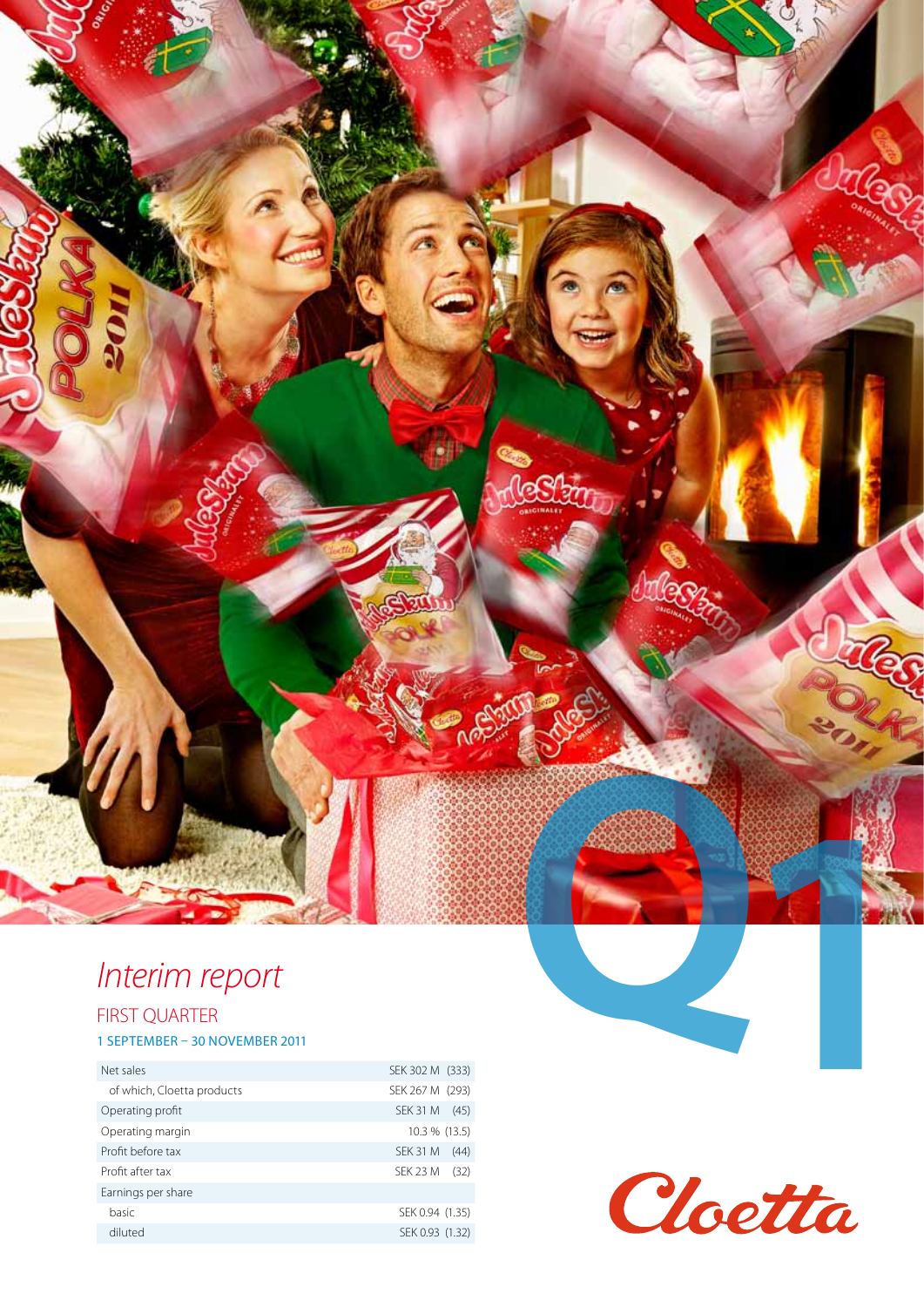# *Interim report*

## FIRST QUARTER

### 1 SEPTEMBER – 30 NOVEMBER 2011

| | |
|---|---|
| Net sales | SEK 302 M (333) |
| of which, Cloetta products | SEK 267 M (293) |
| Operating profit | SEK 31 M (45) |
| Operating margin | 10.3 % (13.5) |
| Profit before tax | SEK 31 M (44) |
| Profit after tax | SEK 23 M (32) |
| Earnings per share | |
| basic | SEK 0.94 (1.35) |
| diluted | SEK 0.93 (1.32) |

Q1

Cloetta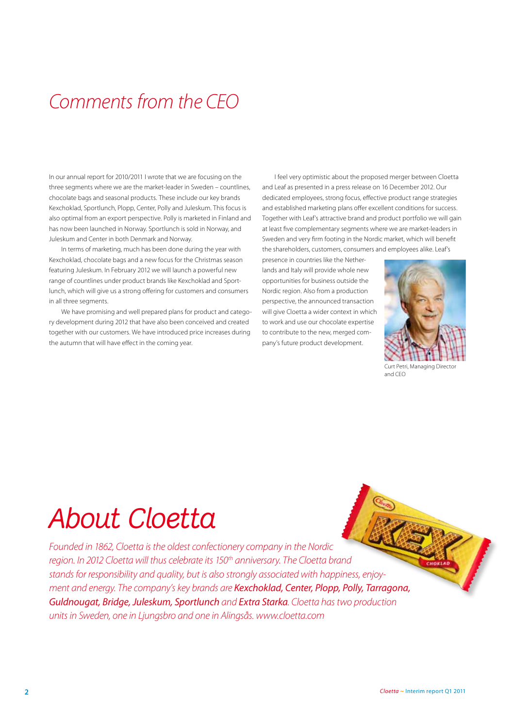# Comments from the CEO

In our annual report for 2010/2011 I wrote that we are focusing on the three segments where we are the market-leader in Sweden – countlines, chocolate bags and seasonal products. These include our key brands Kexchoklad, Sportlunch, Plopp, Center, Polly and Juleskum. This focus is also optimal from an export perspective. Polly is marketed in Finland and has now been launched in Norway. Sportlunch is sold in Norway, and Juleskum and Center in both Denmark and Norway.

In terms of marketing, much has been done during the year with Kexchoklad, chocolate bags and a new focus for the Christmas season featuring Juleskum. In February 2012 we will launch a powerful new range of countlines under product brands like Kexchoklad and Sportlunch, which will give us a strong offering for customers and consumers in all three segments.

We have promising and well prepared plans for product and category development during 2012 that have also been conceived and created together with our customers. We have introduced price increases during the autumn that will have effect in the coming year.

I feel very optimistic about the proposed merger between Cloetta and Leaf as presented in a press release on 16 December 2012. Our dedicated employees, strong focus, effective product range strategies and established marketing plans offer excellent conditions for success. Together with Leaf's attractive brand and product portfolio we will gain at least five complementary segments where we are market-leaders in Sweden and very firm footing in the Nordic market, which will benefit the shareholders, customers, consumers and employees alike. Leaf's presence in countries like the Netherlands and Italy will provide whole new opportunities for business outside the Nordic region. Also from a production perspective, the announced transaction will give Cloetta a wider context in which to work and use our chocolate expertise to contribute to the new, merged company's future product development.

Curt Petri, Managing Director and CEO

# *About Cloetta*

*Founded in 1862, Cloetta is the oldest confectionery company in the Nordic region. In 2012 Cloetta will thus celebrate its 150th anniversary. The Cloetta brand stands for responsibility and quality, but is also strongly associated with happiness, enjoyment and energy. The company's key brands are* ***Kexchoklad, Center, Plopp, Polly, Tarragona, Guldnougat, Bridge, Juleskum, Sportlunch*** *and* ***Extra Starka****. Cloetta has two production units in Sweden, one in Ljungsbro and one in Alingsås. www.cloetta.com*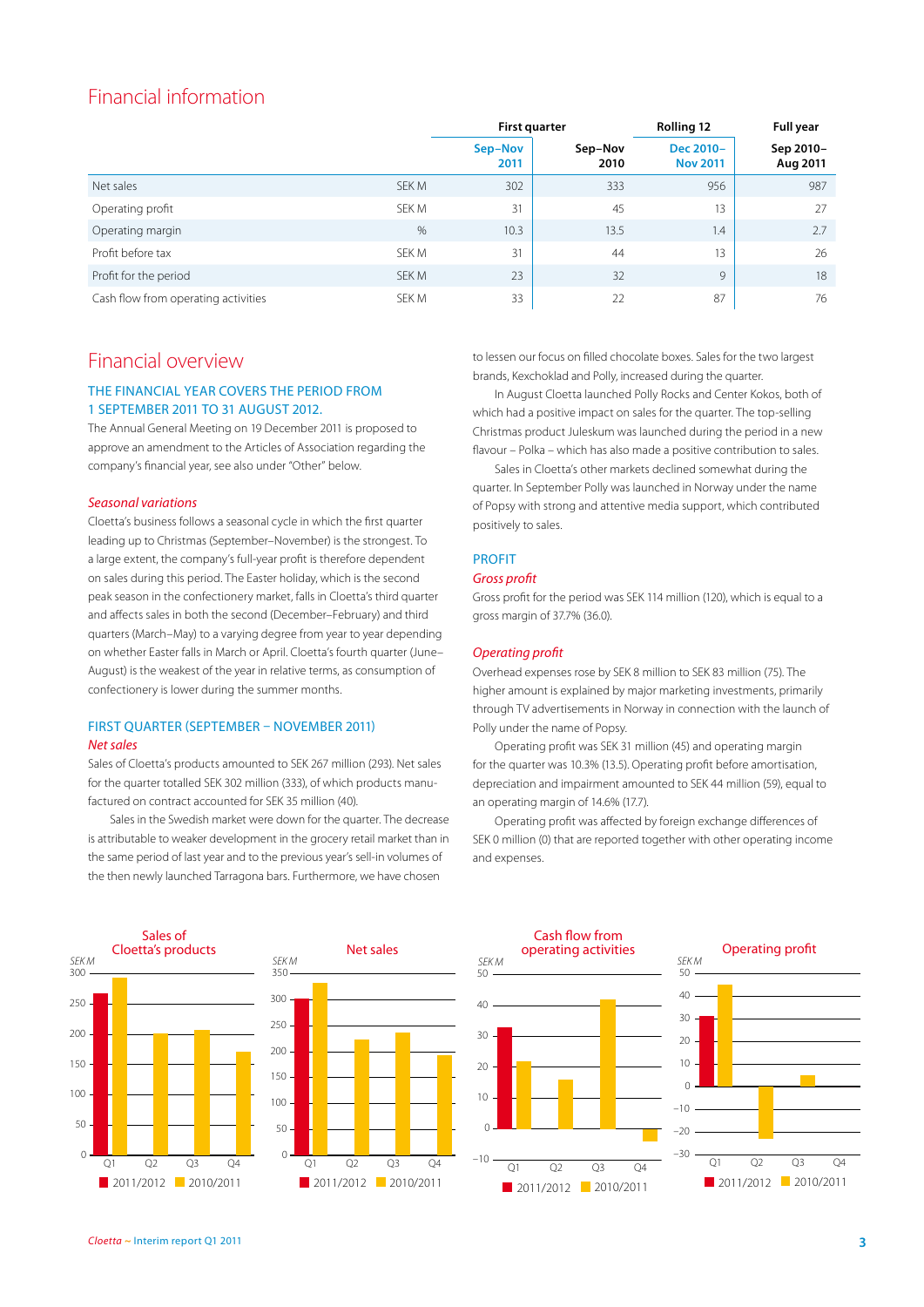# Financial information

| | | First quarter | | Rolling 12 | Full year |
|---|---|---|---|---|---|
| | | Sep–Nov 2011 | Sep–Nov 2010 | Dec 2010–Nov 2011 | Sep 2010–Aug 2011 |
| Net sales | SEK M | 302 | 333 | 956 | 987 |
| Operating profit | SEK M | 31 | 45 | 13 | 27 |
| Operating margin | % | 10.3 | 13.5 | 1.4 | 2.7 |
| Profit before tax | SEK M | 31 | 44 | 13 | 26 |
| Profit for the period | SEK M | 23 | 32 | 9 | 18 |
| Cash flow from operating activities | SEK M | 33 | 22 | 87 | 76 |

# Financial overview

## THE FINANCIAL YEAR COVERS THE PERIOD FROM 1 SEPTEMBER 2011 TO 31 AUGUST 2012.

The Annual General Meeting on 19 December 2011 is proposed to approve an amendment to the Articles of Association regarding the company's financial year, see also under "Other" below.

### *Seasonal variations*

Cloetta's business follows a seasonal cycle in which the first quarter leading up to Christmas (September–November) is the strongest. To a large extent, the company's full-year profit is therefore dependent on sales during this period. The Easter holiday, which is the second peak season in the confectionery market, falls in Cloetta's third quarter and affects sales in both the second (December–February) and third quarters (March–May) to a varying degree from year to year depending on whether Easter falls in March or April. Cloetta's fourth quarter (June–August) is the weakest of the year in relative terms, as consumption of confectionery is lower during the summer months.

## FIRST QUARTER (SEPTEMBER – NOVEMBER 2011)

### *Net sales*

Sales of Cloetta's products amounted to SEK 267 million (293). Net sales for the quarter totalled SEK 302 million (333), of which products manufactured on contract accounted for SEK 35 million (40).

Sales in the Swedish market were down for the quarter. The decrease is attributable to weaker development in the grocery retail market than in the same period of last year and to the previous year's sell-in volumes of the then newly launched Tarragona bars. Furthermore, we have chosen to lessen our focus on filled chocolate boxes. Sales for the two largest brands, Kexchoklad and Polly, increased during the quarter.

In August Cloetta launched Polly Rocks and Center Kokos, both of which had a positive impact on sales for the quarter. The top-selling Christmas product Juleskum was launched during the period in a new flavour – Polka – which has also made a positive contribution to sales.

Sales in Cloetta's other markets declined somewhat during the quarter. In September Polly was launched in Norway under the name of Popsy with strong and attentive media support, which contributed positively to sales.

## PROFIT

### *Gross profit*

Gross profit for the period was SEK 114 million (120), which is equal to a gross margin of 37.7% (36.0).

### *Operating profit*

Overhead expenses rose by SEK 8 million to SEK 83 million (75). The higher amount is explained by major marketing investments, primarily through TV advertisements in Norway in connection with the launch of Polly under the name of Popsy.

Operating profit was SEK 31 million (45) and operating margin for the quarter was 10.3% (13.5). Operating profit before amortisation, depreciation and impairment amounted to SEK 44 million (59), equal to an operating margin of 14.6% (17.7).

Operating profit was affected by foreign exchange differences of SEK 0 million (0) that are reported together with other operating income and expenses.

**Sales of Cloetta's products** (SEK M; Q1–Q4; 2011/2012, 2010/2011)

**Net sales** (SEK M; Q1–Q4; 2011/2012, 2010/2011)

**Cash flow from operating activities** (SEK M; Q1–Q4; 2011/2012, 2010/2011)

**Operating profit** (SEK M; Q1–Q4; 2011/2012, 2010/2011)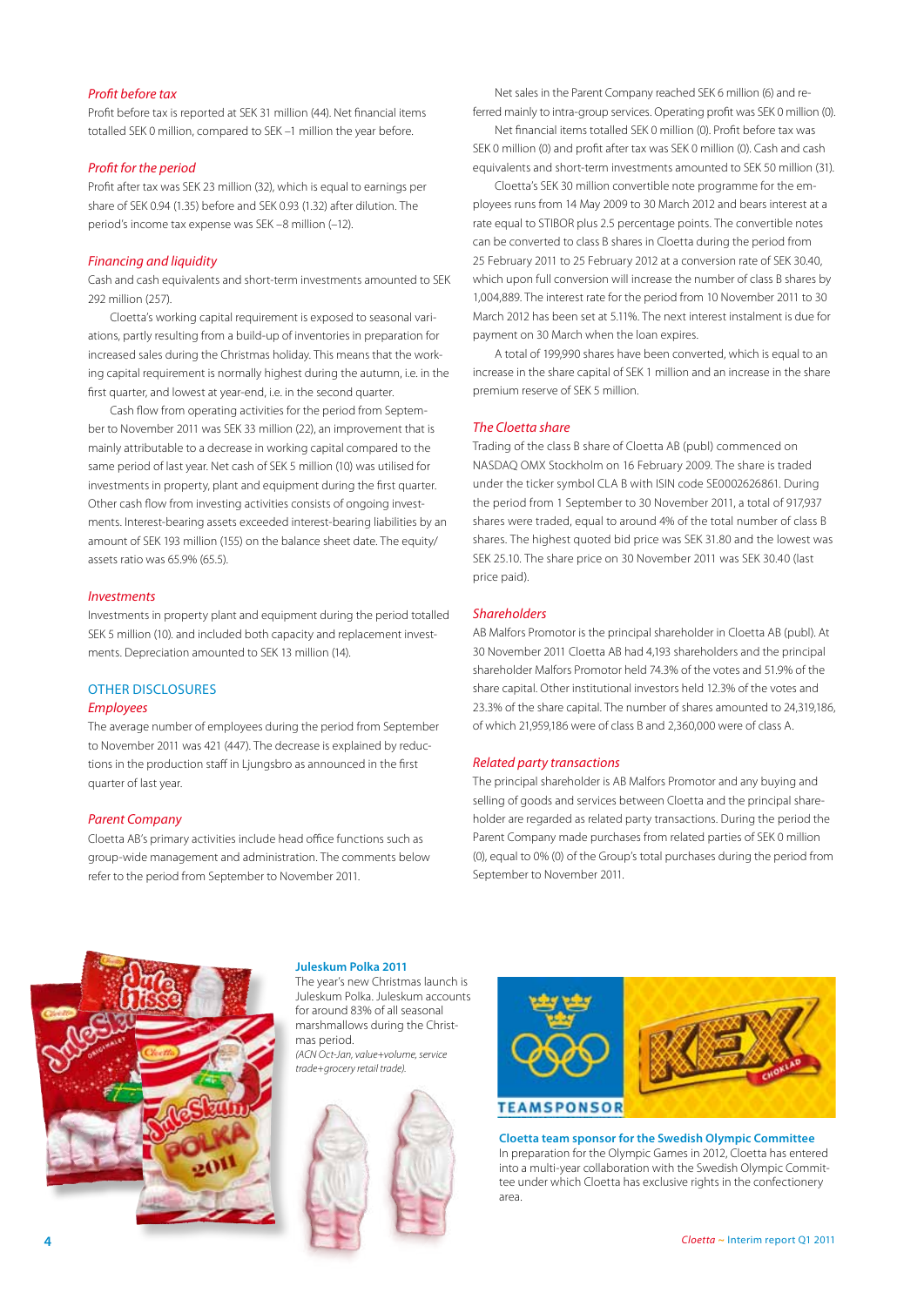### *Profit before tax*

Profit before tax is reported at SEK 31 million (44). Net financial items totalled SEK 0 million, compared to SEK –1 million the year before.

### *Profit for the period*

Profit after tax was SEK 23 million (32), which is equal to earnings per share of SEK 0.94 (1.35) before and SEK 0.93 (1.32) after dilution. The period's income tax expense was SEK –8 million (–12).

### *Financing and liquidity*

Cash and cash equivalents and short-term investments amounted to SEK 292 million (257).

Cloetta's working capital requirement is exposed to seasonal variations, partly resulting from a build-up of inventories in preparation for increased sales during the Christmas holiday. This means that the working capital requirement is normally highest during the autumn, i.e. in the first quarter, and lowest at year-end, i.e. in the second quarter.

Cash flow from operating activities for the period from September to November 2011 was SEK 33 million (22), an improvement that is mainly attributable to a decrease in working capital compared to the same period of last year. Net cash of SEK 5 million (10) was utilised for investments in property, plant and equipment during the first quarter. Other cash flow from investing activities consists of ongoing investments. Interest-bearing assets exceeded interest-bearing liabilities by an amount of SEK 193 million (155) on the balance sheet date. The equity/assets ratio was 65.9% (65.5).

### *Investments*

Investments in property plant and equipment during the period totalled SEK 5 million (10). and included both capacity and replacement investments. Depreciation amounted to SEK 13 million (14).

## OTHER DISCLOSURES

### *Employees*

The average number of employees during the period from September to November 2011 was 421 (447). The decrease is explained by reductions in the production staff in Ljungsbro as announced in the first quarter of last year.

### *Parent Company*

Cloetta AB's primary activities include head office functions such as group-wide management and administration. The comments below refer to the period from September to November 2011.

Net sales in the Parent Company reached SEK 6 million (6) and referred mainly to intra-group services. Operating profit was SEK 0 million (0).

Net financial items totalled SEK 0 million (0). Profit before tax was SEK 0 million (0) and profit after tax was SEK 0 million (0). Cash and cash equivalents and short-term investments amounted to SEK 50 million (31).

Cloetta's SEK 30 million convertible note programme for the employees runs from 14 May 2009 to 30 March 2012 and bears interest at a rate equal to STIBOR plus 2.5 percentage points. The convertible notes can be converted to class B shares in Cloetta during the period from 25 February 2011 to 25 February 2012 at a conversion rate of SEK 30.40, which upon full conversion will increase the number of class B shares by 1,004,889. The interest rate for the period from 10 November 2011 to 30 March 2012 has been set at 5.11%. The next interest instalment is due for payment on 30 March when the loan expires.

A total of 199,990 shares have been converted, which is equal to an increase in the share capital of SEK 1 million and an increase in the share premium reserve of SEK 5 million.

### *The Cloetta share*

Trading of the class B share of Cloetta AB (publ) commenced on NASDAQ OMX Stockholm on 16 February 2009. The share is traded under the ticker symbol CLA B with ISIN code SE0002626861. During the period from 1 September to 30 November 2011, a total of 917,937 shares were traded, equal to around 4% of the total number of class B shares. The highest quoted bid price was SEK 31.80 and the lowest was SEK 25.10. The share price on 30 November 2011 was SEK 30.40 (last price paid).

### *Shareholders*

AB Malfors Promotor is the principal shareholder in Cloetta AB (publ). At 30 November 2011 Cloetta AB had 4,193 shareholders and the principal shareholder Malfors Promotor held 74.3% of the votes and 51.9% of the share capital. Other institutional investors held 12.3% of the votes and 23.3% of the share capital. The number of shares amounted to 24,319,186, of which 21,959,186 were of class B and 2,360,000 were of class A.

### *Related party transactions*

The principal shareholder is AB Malfors Promotor and any buying and selling of goods and services between Cloetta and the principal shareholder are regarded as related party transactions. During the period the Parent Company made purchases from related parties of SEK 0 million (0), equal to 0% (0) of the Group's total purchases during the period from September to November 2011.

**Juleskum Polka 2011**

The year's new Christmas launch is Juleskum Polka. Juleskum accounts for around 83% of all seasonal marshmallows during the Christmas period.

*(ACN Oct-Jan, value+volume, service trade+grocery retail trade).*

**Cloetta team sponsor for the Swedish Olympic Committee**

In preparation for the Olympic Games in 2012, Cloetta has entered into a multi-year collaboration with the Swedish Olympic Committee under which Cloetta has exclusive rights in the confectionery area.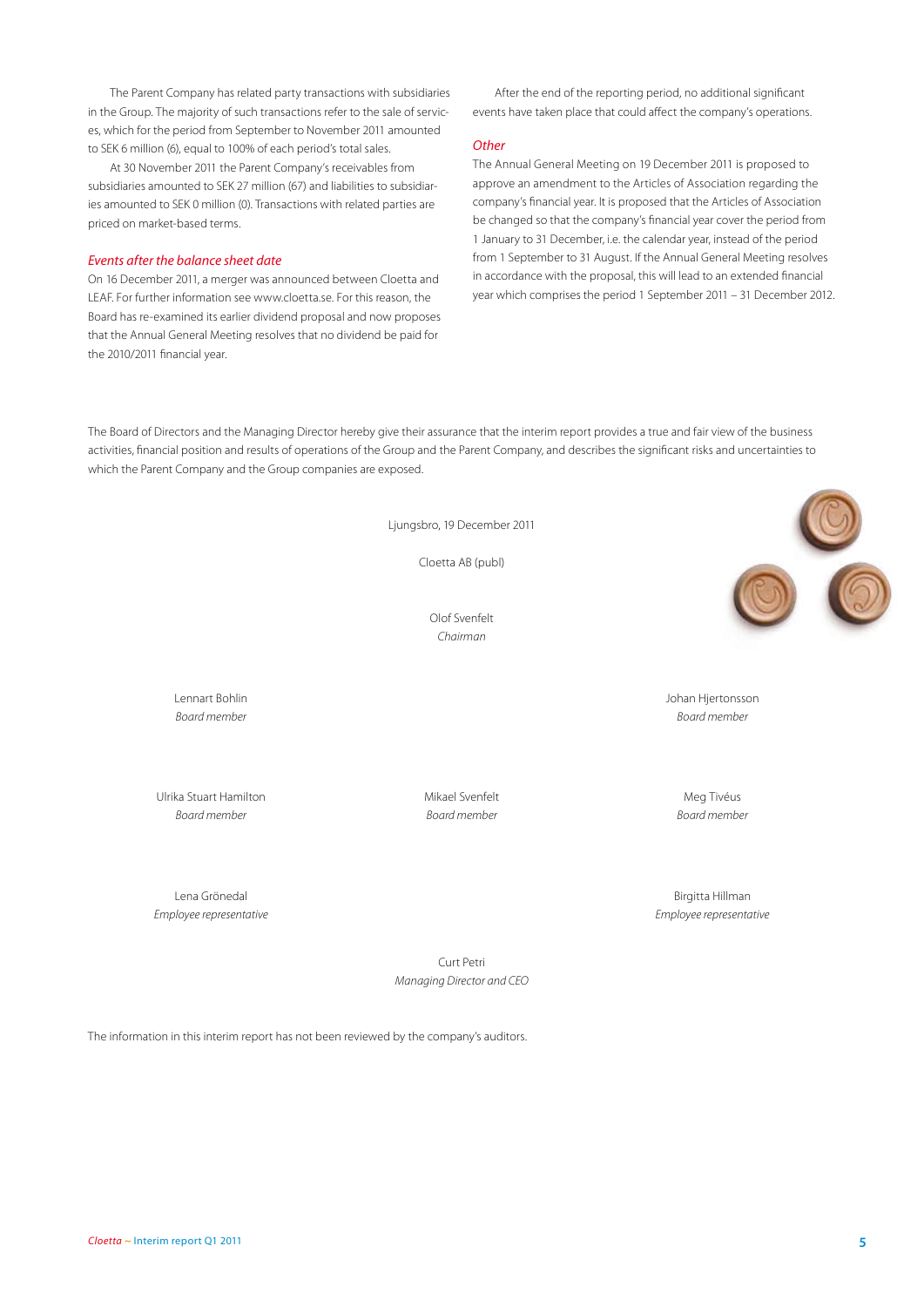The Parent Company has related party transactions with subsidiaries in the Group. The majority of such transactions refer to the sale of services, which for the period from September to November 2011 amounted to SEK 6 million (6), equal to 100% of each period's total sales.

At 30 November 2011 the Parent Company's receivables from subsidiaries amounted to SEK 27 million (67) and liabilities to subsidiaries amounted to SEK 0 million (0). Transactions with related parties are priced on market-based terms.

### *Events after the balance sheet date*

On 16 December 2011, a merger was announced between Cloetta and LEAF. For further information see www.cloetta.se. For this reason, the Board has re-examined its earlier dividend proposal and now proposes that the Annual General Meeting resolves that no dividend be paid for the 2010/2011 financial year.

After the end of the reporting period, no additional significant events have taken place that could affect the company's operations.

### *Other*

The Annual General Meeting on 19 December 2011 is proposed to approve an amendment to the Articles of Association regarding the company's financial year. It is proposed that the Articles of Association be changed so that the company's financial year cover the period from 1 January to 31 December, i.e. the calendar year, instead of the period from 1 September to 31 August. If the Annual General Meeting resolves in accordance with the proposal, this will lead to an extended financial year which comprises the period 1 September 2011 – 31 December 2012.

The Board of Directors and the Managing Director hereby give their assurance that the interim report provides a true and fair view of the business activities, financial position and results of operations of the Group and the Parent Company, and describes the significant risks and uncertainties to which the Parent Company and the Group companies are exposed.

Ljungsbro, 19 December 2011

Cloetta AB (publ)

Olof Svenfelt
*Chairman*

Lennart Bohlin
*Board member*

Johan Hjertonsson
*Board member*

Ulrika Stuart Hamilton
*Board member*

Mikael Svenfelt
*Board member*

Meg Tivéus
*Board member*

Lena Grönedal
*Employee representative*

Birgitta Hillman
*Employee representative*

Curt Petri
*Managing Director and CEO*

The information in this interim report has not been reviewed by the company's auditors.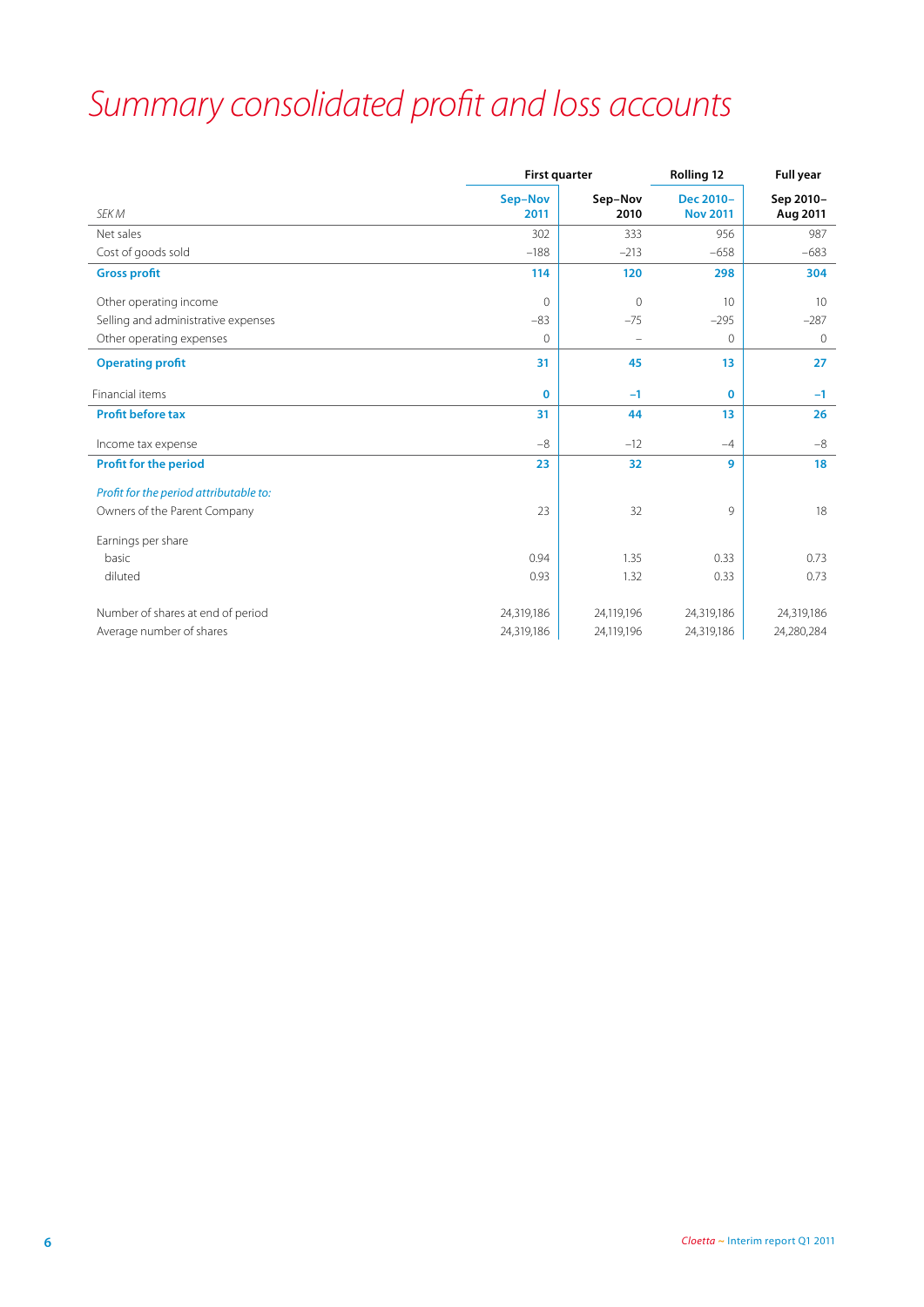# *Summary consolidated profit and loss accounts*

| | First quarter | | Rolling 12 | Full year |
|---|---|---|---|---|
| *SEK M* | **Sep–Nov 2011** | **Sep–Nov 2010** | **Dec 2010–Nov 2011** | **Sep 2010–Aug 2011** |
| Net sales | 302 | 333 | 956 | 987 |
| Cost of goods sold | –188 | –213 | –658 | –683 |
| **Gross profit** | **114** | **120** | **298** | **304** |
| Other operating income | 0 | 0 | 10 | 10 |
| Selling and administrative expenses | –83 | –75 | –295 | –287 |
| Other operating expenses | 0 | – | 0 | 0 |
| **Operating profit** | **31** | **45** | **13** | **27** |
| Financial items | **0** | **–1** | **0** | **–1** |
| **Profit before tax** | **31** | **44** | **13** | **26** |
| Income tax expense | –8 | –12 | –4 | –8 |
| **Profit for the period** | **23** | **32** | **9** | **18** |
| *Profit for the period attributable to:* | | | | |
| Owners of the Parent Company | 23 | 32 | 9 | 18 |
| Earnings per share | | | | |
| basic | 0.94 | 1.35 | 0.33 | 0.73 |
| diluted | 0.93 | 1.32 | 0.33 | 0.73 |
| Number of shares at end of period | 24,319,186 | 24,119,196 | 24,319,186 | 24,319,186 |
| Average number of shares | 24,319,186 | 24,119,196 | 24,319,186 | 24,280,284 |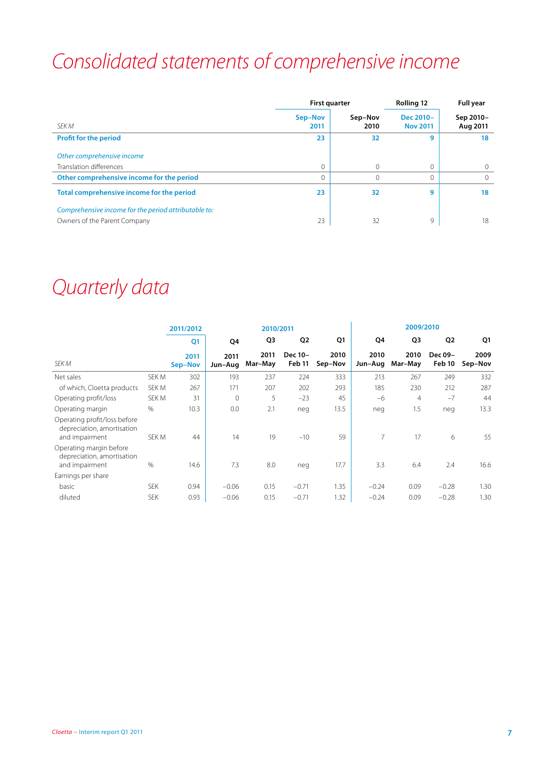# Consolidated statements of comprehensive income

| SEK M | First quarter | | Rolling 12 | Full year |
|---|---|---|---|---|
| | Sep–Nov 2011 | Sep–Nov 2010 | Dec 2010–Nov 2011 | Sep 2010–Aug 2011 |
| **Profit for the period** | **23** | **32** | **9** | **18** |
| *Other comprehensive income* | | | | |
| Translation differences | 0 | 0 | 0 | 0 |
| **Other comprehensive income for the period** | 0 | 0 | 0 | 0 |
| **Total comprehensive income for the period** | **23** | **32** | **9** | **18** |
| *Comprehensive income for the period attributable to:* | | | | |
| Owners of the Parent Company | 23 | 32 | 9 | 18 |

# Quarterly data

| SEK M | | 2011/2012 | 2010/2011 | | | | 2009/2010 | | | |
|---|---|---|---|---|---|---|---|---|---|---|
| | | Q1 | Q4 | Q3 | Q2 | Q1 | Q4 | Q3 | Q2 | Q1 |
| | | 2011 Sep–Nov | 2011 Jun–Aug | 2011 Mar–May | Dec 10–Feb 11 | 2010 Sep–Nov | 2010 Jun–Aug | 2010 Mar–May | Dec 09–Feb 10 | 2009 Sep–Nov |
| Net sales | SEK M | 302 | 193 | 237 | 224 | 333 | 213 | 267 | 249 | 332 |
| of which, Cloetta products | SEK M | 267 | 171 | 207 | 202 | 293 | 185 | 230 | 212 | 287 |
| Operating profit/loss | SEK M | 31 | 0 | 5 | –23 | 45 | –6 | 4 | –7 | 44 |
| Operating margin | % | 10.3 | 0.0 | 2.1 | neg | 13.5 | neg | 1.5 | neg | 13.3 |
| Operating profit/loss before depreciation, amortisation and impairment | SEK M | 44 | 14 | 19 | –10 | 59 | 7 | 17 | 6 | 55 |
| Operating margin before depreciation, amortisation and impairment | % | 14.6 | 7.3 | 8.0 | neg | 17.7 | 3.3 | 6.4 | 2.4 | 16.6 |
| Earnings per share | | | | | | | | | | |
| basic | SEK | 0.94 | –0.06 | 0.15 | –0.71 | 1.35 | –0.24 | 0.09 | –0.28 | 1.30 |
| diluted | SEK | 0.93 | –0.06 | 0.15 | –0.71 | 1.32 | –0.24 | 0.09 | –0.28 | 1.30 |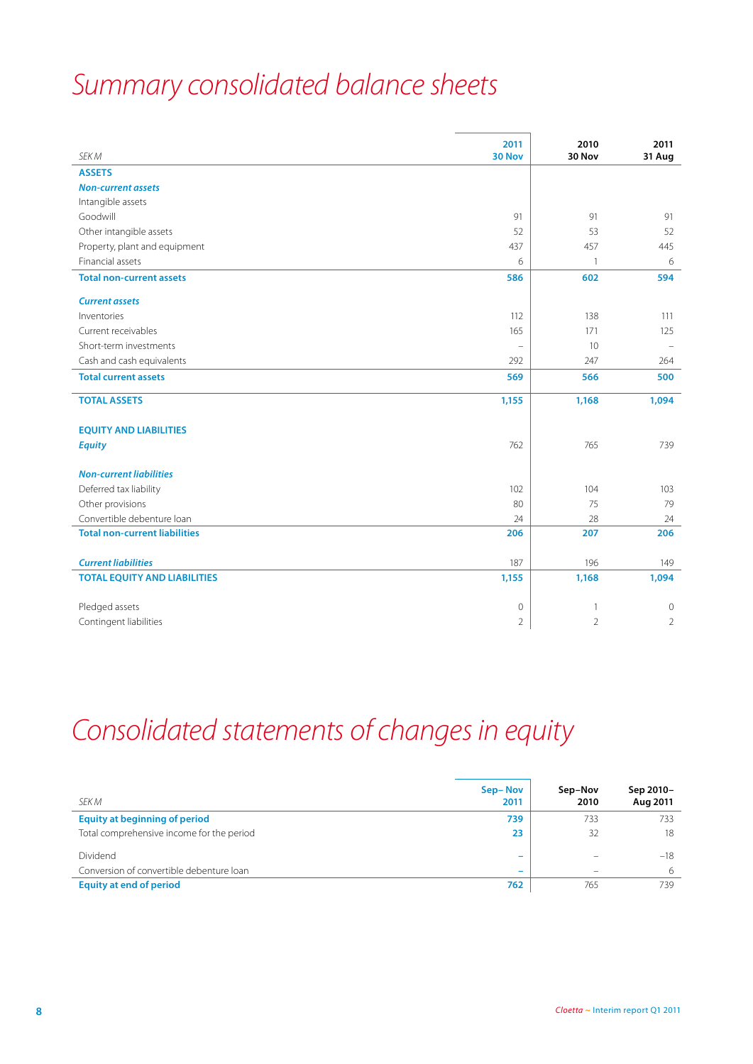# Summary consolidated balance sheets

| SEK M | 2011 30 Nov | 2010 30 Nov | 2011 31 Aug |
|---|---|---|---|
| **ASSETS** | | | |
| ***Non-current assets*** | | | |
| Intangible assets | | | |
| Goodwill | 91 | 91 | 91 |
| Other intangible assets | 52 | 53 | 52 |
| Property, plant and equipment | 437 | 457 | 445 |
| Financial assets | 6 | 1 | 6 |
| **Total non-current assets** | **586** | **602** | **594** |
| ***Current assets*** | | | |
| Inventories | 112 | 138 | 111 |
| Current receivables | 165 | 171 | 125 |
| Short-term investments | – | 10 | – |
| Cash and cash equivalents | 292 | 247 | 264 |
| **Total current assets** | **569** | **566** | **500** |
| **TOTAL ASSETS** | **1,155** | **1,168** | **1,094** |
| **EQUITY AND LIABILITIES** | | | |
| ***Equity*** | 762 | 765 | 739 |
| ***Non-current liabilities*** | | | |
| Deferred tax liability | 102 | 104 | 103 |
| Other provisions | 80 | 75 | 79 |
| Convertible debenture loan | 24 | 28 | 24 |
| **Total non-current liabilities** | **206** | **207** | **206** |
| ***Current liabilities*** | 187 | 196 | 149 |
| **TOTAL EQUITY AND LIABILITIES** | **1,155** | **1,168** | **1,094** |
| Pledged assets | 0 | 1 | 0 |
| Contingent liabilities | 2 | 2 | 2 |

# Consolidated statements of changes in equity

| SEK M | Sep– Nov 2011 | Sep–Nov 2010 | Sep 2010– Aug 2011 |
|---|---|---|---|
| **Equity at beginning of period** | **739** | 733 | 733 |
| Total comprehensive income for the period | **23** | 32 | 18 |
| Dividend | – | – | –18 |
| Conversion of convertible debenture loan | – | – | 6 |
| **Equity at end of period** | **762** | 765 | 739 |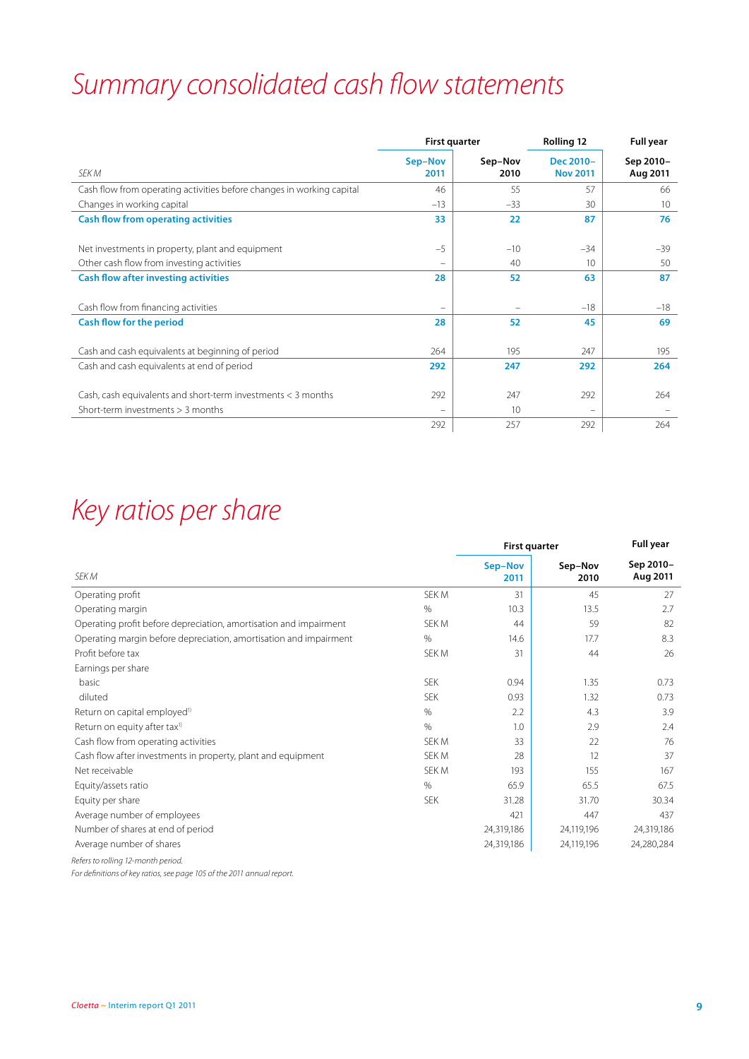# Summary consolidated cash flow statements

| SEK M | First quarter Sep–Nov 2011 | First quarter Sep–Nov 2010 | Rolling 12 Dec 2010–Nov 2011 | Full year Sep 2010–Aug 2011 |
|---|---|---|---|---|
| Cash flow from operating activities before changes in working capital | 46 | 55 | 57 | 66 |
| Changes in working capital | –13 | –33 | 30 | 10 |
| **Cash flow from operating activities** | **33** | **22** | **87** | **76** |
| | | | | |
| Net investments in property, plant and equipment | –5 | –10 | –34 | –39 |
| Other cash flow from investing activities | – | 40 | 10 | 50 |
| **Cash flow after investing activities** | **28** | **52** | **63** | **87** |
| | | | | |
| Cash flow from financing activities | – | – | –18 | –18 |
| **Cash flow for the period** | **28** | **52** | **45** | **69** |
| | | | | |
| Cash and cash equivalents at beginning of period | 264 | 195 | 247 | 195 |
| Cash and cash equivalents at end of period | **292** | **247** | **292** | **264** |
| | | | | |
| Cash, cash equivalents and short-term investments < 3 months | 292 | 247 | 292 | 264 |
| Short-term investments > 3 months | – | 10 | – | – |
| | 292 | 257 | 292 | 264 |

# Key ratios per share

| SEK M | | First quarter Sep–Nov 2011 | First quarter Sep–Nov 2010 | Full year Sep 2010–Aug 2011 |
|---|---|---|---|---|
| Operating profit | SEK M | 31 | 45 | 27 |
| Operating margin | % | 10.3 | 13.5 | 2.7 |
| Operating profit before depreciation, amortisation and impairment | SEK M | 44 | 59 | 82 |
| Operating margin before depreciation, amortisation and impairment | % | 14.6 | 17.7 | 8.3 |
| Profit before tax | SEK M | 31 | 44 | 26 |
| Earnings per share | | | | |
| basic | SEK | 0.94 | 1.35 | 0.73 |
| diluted | SEK | 0.93 | 1.32 | 0.73 |
| Return on capital employed[1] | % | 2.2 | 4.3 | 3.9 |
| Return on equity after tax[1] | % | 1.0 | 2.9 | 2.4 |
| Cash flow from operating activities | SEK M | 33 | 22 | 76 |
| Cash flow after investments in property, plant and equipment | SEK M | 28 | 12 | 37 |
| Net receivable | SEK M | 193 | 155 | 167 |
| Equity/assets ratio | % | 65.9 | 65.5 | 67.5 |
| Equity per share | SEK | 31.28 | 31.70 | 30.34 |
| Average number of employees | | 421 | 447 | 437 |
| Number of shares at end of period | | 24,319,186 | 24,119,196 | 24,319,186 |
| Average number of shares | | 24,319,186 | 24,119,196 | 24,280,284 |

*Refers to rolling 12-month period.*

*For definitions of key ratios, see page 105 of the 2011 annual report.*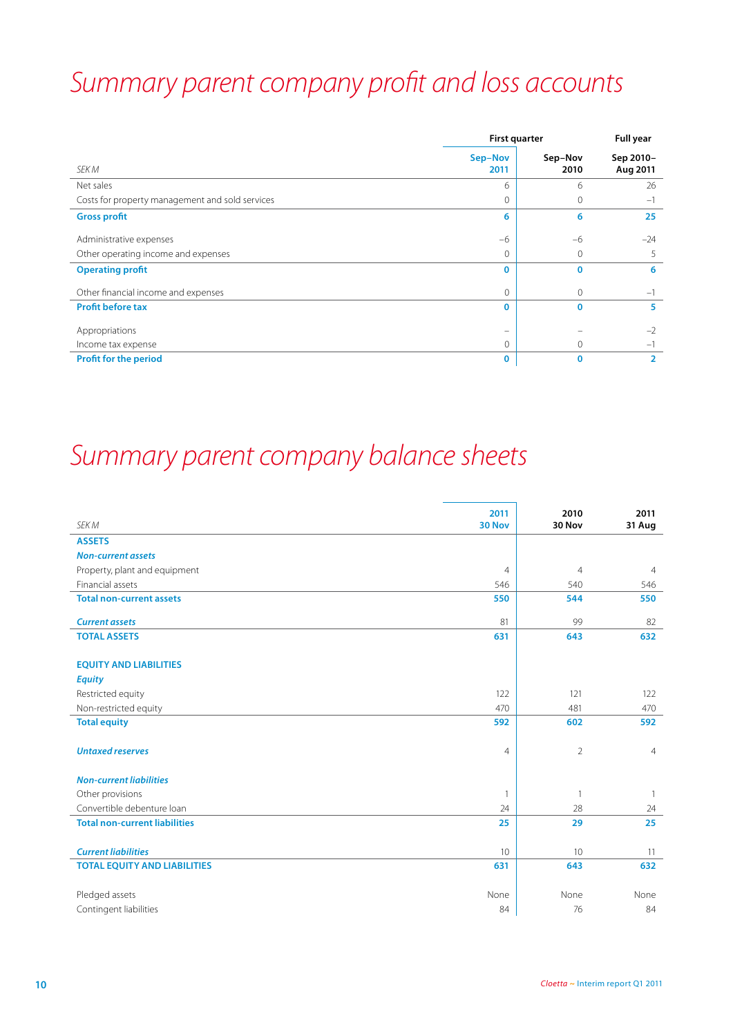# Summary parent company profit and loss accounts

| SEK M | Sep–Nov 2011 | Sep–Nov 2010 | Sep 2010–Aug 2011 |
|---|---|---|---|
| | First quarter | | Full year |
| Net sales | 6 | 6 | 26 |
| Costs for property management and sold services | 0 | 0 | –1 |
| **Gross profit** | **6** | **6** | **25** |
| Administrative expenses | –6 | –6 | –24 |
| Other operating income and expenses | 0 | 0 | 5 |
| **Operating profit** | **0** | **0** | **6** |
| Other financial income and expenses | 0 | 0 | –1 |
| **Profit before tax** | **0** | **0** | **5** |
| Appropriations | – | – | –2 |
| Income tax expense | 0 | 0 | –1 |
| **Profit for the period** | **0** | **0** | **2** |

# Summary parent company balance sheets

| SEK M | 2011 30 Nov | 2010 30 Nov | 2011 31 Aug |
|---|---|---|---|
| **ASSETS** | | | |
| ***Non-current assets*** | | | |
| Property, plant and equipment | 4 | 4 | 4 |
| Financial assets | 546 | 540 | 546 |
| **Total non-current assets** | **550** | **544** | **550** |
| ***Current assets*** | 81 | 99 | 82 |
| **TOTAL ASSETS** | **631** | **643** | **632** |
| **EQUITY AND LIABILITIES** | | | |
| ***Equity*** | | | |
| Restricted equity | 122 | 121 | 122 |
| Non-restricted equity | 470 | 481 | 470 |
| **Total equity** | **592** | **602** | **592** |
| ***Untaxed reserves*** | 4 | 2 | 4 |
| ***Non-current liabilities*** | | | |
| Other provisions | 1 | 1 | 1 |
| Convertible debenture loan | 24 | 28 | 24 |
| **Total non-current liabilities** | **25** | **29** | **25** |
| ***Current liabilities*** | 10 | 10 | 11 |
| **TOTAL EQUITY AND LIABILITIES** | **631** | **643** | **632** |
| Pledged assets | None | None | None |
| Contingent liabilities | 84 | 76 | 84 |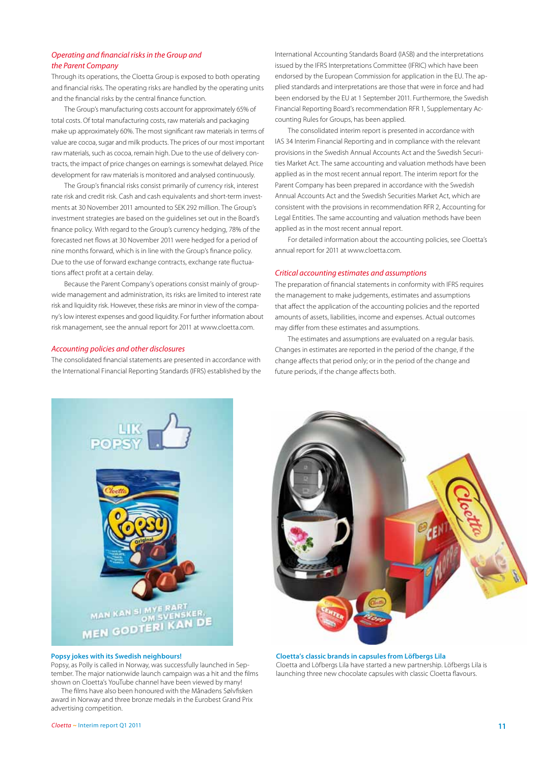## *Operating and financial risks in the Group and the Parent Company*

Through its operations, the Cloetta Group is exposed to both operating and financial risks. The operating risks are handled by the operating units and the financial risks by the central finance function.

The Group's manufacturing costs account for approximately 65% of total costs. Of total manufacturing costs, raw materials and packaging make up approximately 60%. The most significant raw materials in terms of value are cocoa, sugar and milk products. The prices of our most important raw materials, such as cocoa, remain high. Due to the use of delivery contracts, the impact of price changes on earnings is somewhat delayed. Price development for raw materials is monitored and analysed continuously.

The Group's financial risks consist primarily of currency risk, interest rate risk and credit risk. Cash and cash equivalents and short-term investments at 30 November 2011 amounted to SEK 292 million. The Group's investment strategies are based on the guidelines set out in the Board's finance policy. With regard to the Group's currency hedging, 78% of the forecasted net flows at 30 November 2011 were hedged for a period of nine months forward, which is in line with the Group's finance policy. Due to the use of forward exchange contracts, exchange rate fluctuations affect profit at a certain delay.

Because the Parent Company's operations consist mainly of groupwide management and administration, its risks are limited to interest rate risk and liquidity risk. However, these risks are minor in view of the company's low interest expenses and good liquidity. For further information about risk management, see the annual report for 2011 at www.cloetta.com.

## *Accounting policies and other disclosures*

The consolidated financial statements are presented in accordance with the International Financial Reporting Standards (IFRS) established by the International Accounting Standards Board (IASB) and the interpretations issued by the IFRS Interpretations Committee (IFRIC) which have been endorsed by the European Commission for application in the EU. The applied standards and interpretations are those that were in force and had been endorsed by the EU at 1 September 2011. Furthermore, the Swedish Financial Reporting Board's recommendation RFR 1, Supplementary Accounting Rules for Groups, has been applied.

The consolidated interim report is presented in accordance with IAS 34 Interim Financial Reporting and in compliance with the relevant provisions in the Swedish Annual Accounts Act and the Swedish Securities Market Act. The same accounting and valuation methods have been applied as in the most recent annual report. The interim report for the Parent Company has been prepared in accordance with the Swedish Annual Accounts Act and the Swedish Securities Market Act, which are consistent with the provisions in recommendation RFR 2, Accounting for Legal Entities. The same accounting and valuation methods have been applied as in the most recent annual report.

For detailed information about the accounting policies, see Cloetta's annual report for 2011 at www.cloetta.com.

## *Critical accounting estimates and assumptions*

The preparation of financial statements in conformity with IFRS requires the management to make judgements, estimates and assumptions that affect the application of the accounting policies and the reported amounts of assets, liabilities, income and expenses. Actual outcomes may differ from these estimates and assumptions.

The estimates and assumptions are evaluated on a regular basis. Changes in estimates are reported in the period of the change, if the change affects that period only; or in the period of the change and future periods, if the change affects both.

**Popsy jokes with its Swedish neighbours!**

Popsy, as Polly is called in Norway, was successfully launched in September. The major nationwide launch campaign was a hit and the films shown on Cloetta's YouTube channel have been viewed by many!

The films have also been honoured with the Månadens Sølvfisken award in Norway and three bronze medals in the Eurobest Grand Prix advertising competition.

**Cloetta's classic brands in capsules from Löfbergs Lila**

Cloetta and Löfbergs Lila have started a new partnership. Löfbergs Lila is launching three new chocolate capsules with classic Cloetta flavours.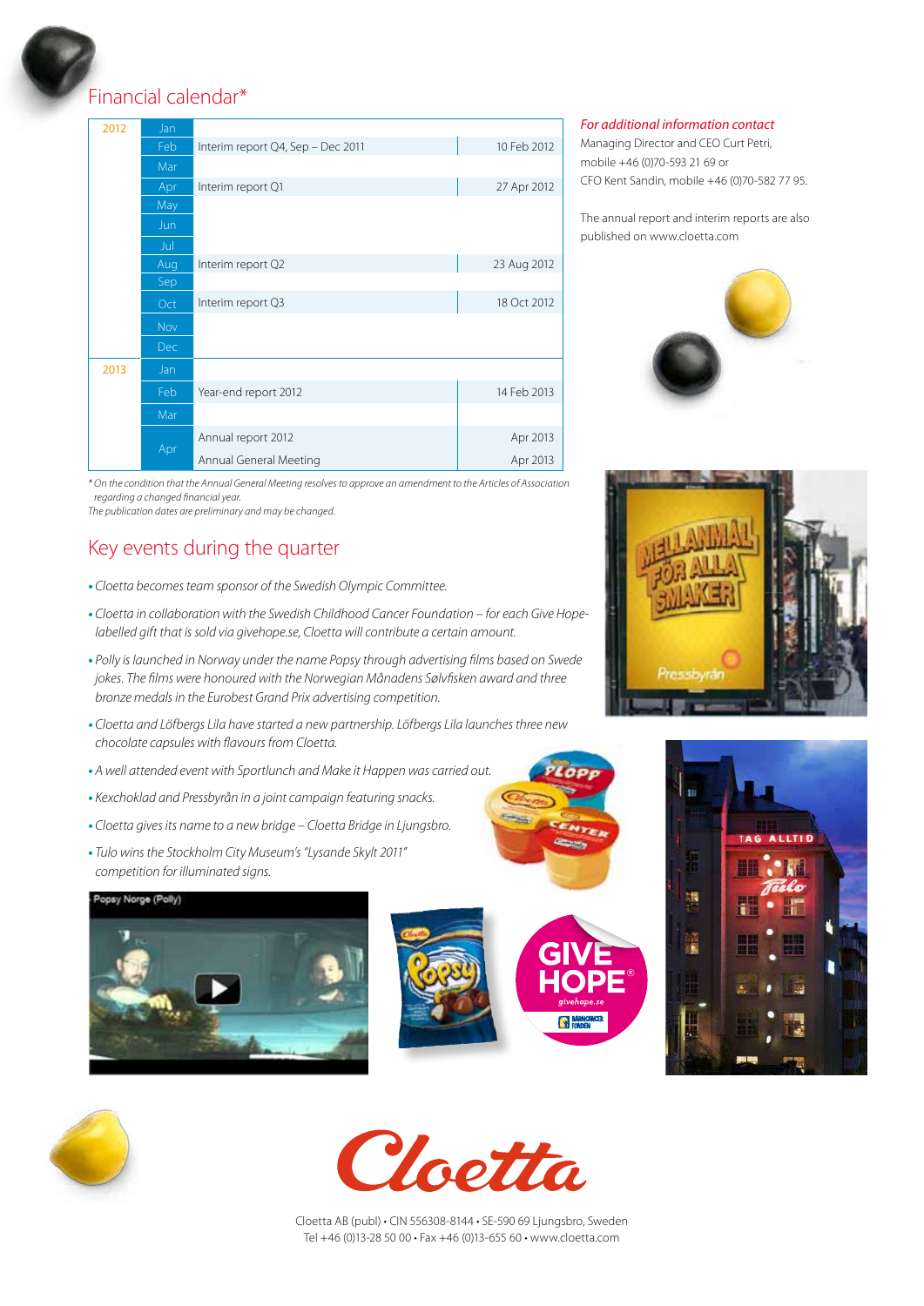## Financial calendar*

| | | | |
|---|---|---|---|
| 2012 | Jan | | |
| | Feb | Interim report Q4, Sep – Dec 2011 | 10 Feb 2012 |
| | Mar | | |
| | Apr | Interim report Q1 | 27 Apr 2012 |
| | May | | |
| | Jun | | |
| | Jul | | |
| | Aug | Interim report Q2 | 23 Aug 2012 |
| | Sep | | |
| | Oct | Interim report Q3 | 18 Oct 2012 |
| | Nov | | |
| | Dec | | |
| 2013 | Jan | | |
| | Feb | Year-end report 2012 | 14 Feb 2013 |
| | Mar | | |
| | Apr | Annual report 2012 | Apr 2013 |
| | | Annual General Meeting | Apr 2013 |

*\* On the condition that the Annual General Meeting resolves to approve an amendment to the Articles of Association regarding a changed financial year.*

*The publication dates are preliminary and may be changed.*

*For additional information contact*

Managing Director and CEO Curt Petri, mobile +46 (0)70-593 21 69 or
CFO Kent Sandin, mobile +46 (0)70-582 77 95.

The annual report and interim reports are also published on www.cloetta.com

## Key events during the quarter

- *Cloetta becomes team sponsor of the Swedish Olympic Committee.*
- *Cloetta in collaboration with the Swedish Childhood Cancer Foundation – for each Give Hope-labelled gift that is sold via givehope.se, Cloetta will contribute a certain amount.*
- *Polly is launched in Norway under the name Popsy through advertising films based on Swede jokes. The films were honoured with the Norwegian Månadens Sølvfisken award and three bronze medals in the Eurobest Grand Prix advertising competition.*
- *Cloetta and Löfbergs Lila have started a new partnership. Löfbergs Lila launches three new chocolate capsules with flavours from Cloetta.*
- *A well attended event with Sportlunch and Make it Happen was carried out.*
- *Kexchoklad and Pressbyrån in a joint campaign featuring snacks.*
- *Cloetta gives its name to a new bridge – Cloetta Bridge in Ljungsbro.*
- *Tulo wins the Stockholm City Museum's "Lysande Skylt 2011" competition for illuminated signs.*

Cloetta AB (publ) • CIN 556308-8144 • SE-590 69 Ljungsbro, Sweden
Tel +46 (0)13-28 50 00 • Fax +46 (0)13-655 60 • www.cloetta.com